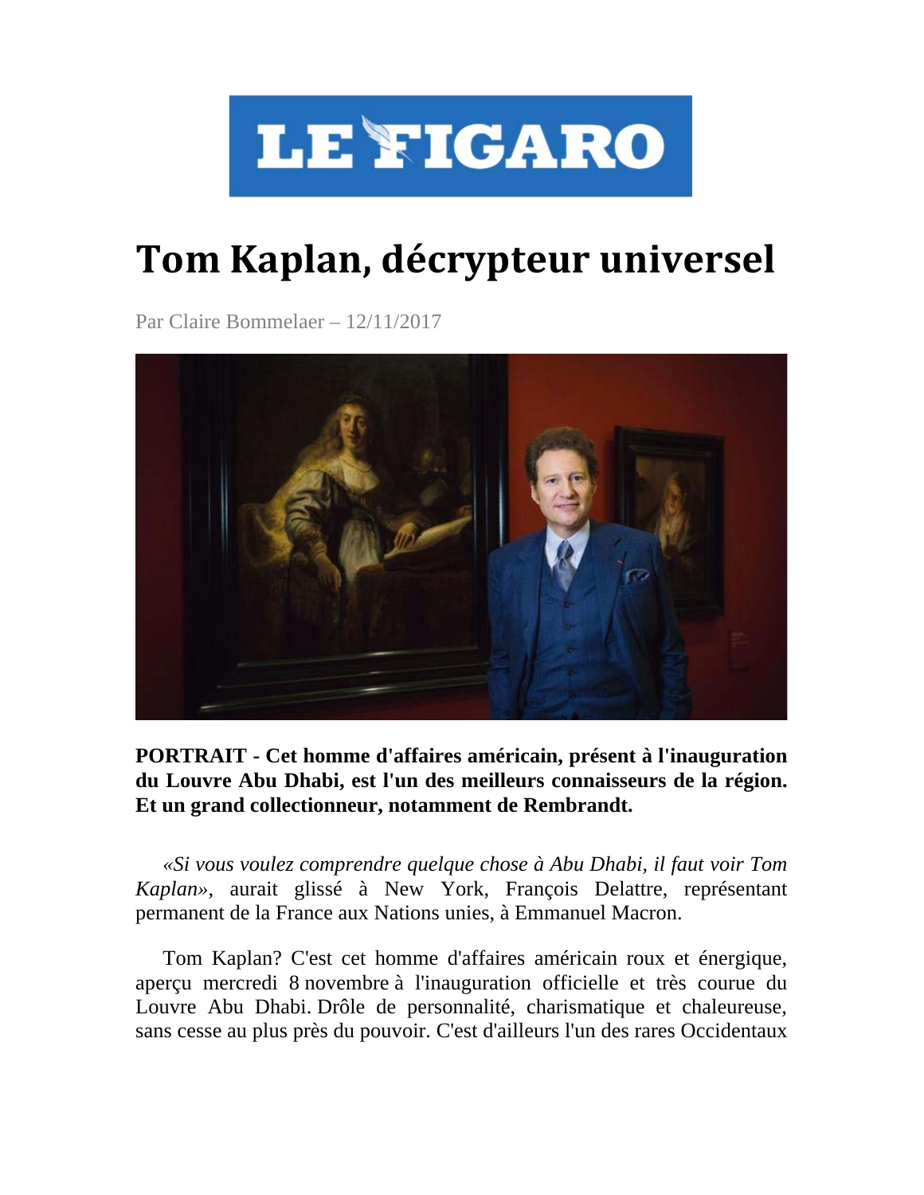# LE FIGARO

# Tom Kaplan, décrypteur universel

Par Claire Bommelaer – 12/11/2017

**PORTRAIT - Cet homme d'affaires américain, présent à l'inauguration du Louvre Abu Dhabi, est l'un des meilleurs connaisseurs de la région. Et un grand collectionneur, notamment de Rembrandt.**

*«Si vous voulez comprendre quelque chose à Abu Dhabi, il faut voir Tom Kaplan»*, aurait glissé à New York, François Delattre, représentant permanent de la France aux Nations unies, à Emmanuel Macron.

Tom Kaplan? C'est cet homme d'affaires américain roux et énergique, aperçu mercredi 8 novembre à l'inauguration officielle et très courue du Louvre Abu Dhabi. Drôle de personnalité, charismatique et chaleureuse, sans cesse au plus près du pouvoir. C'est d'ailleurs l'un des rares Occidentaux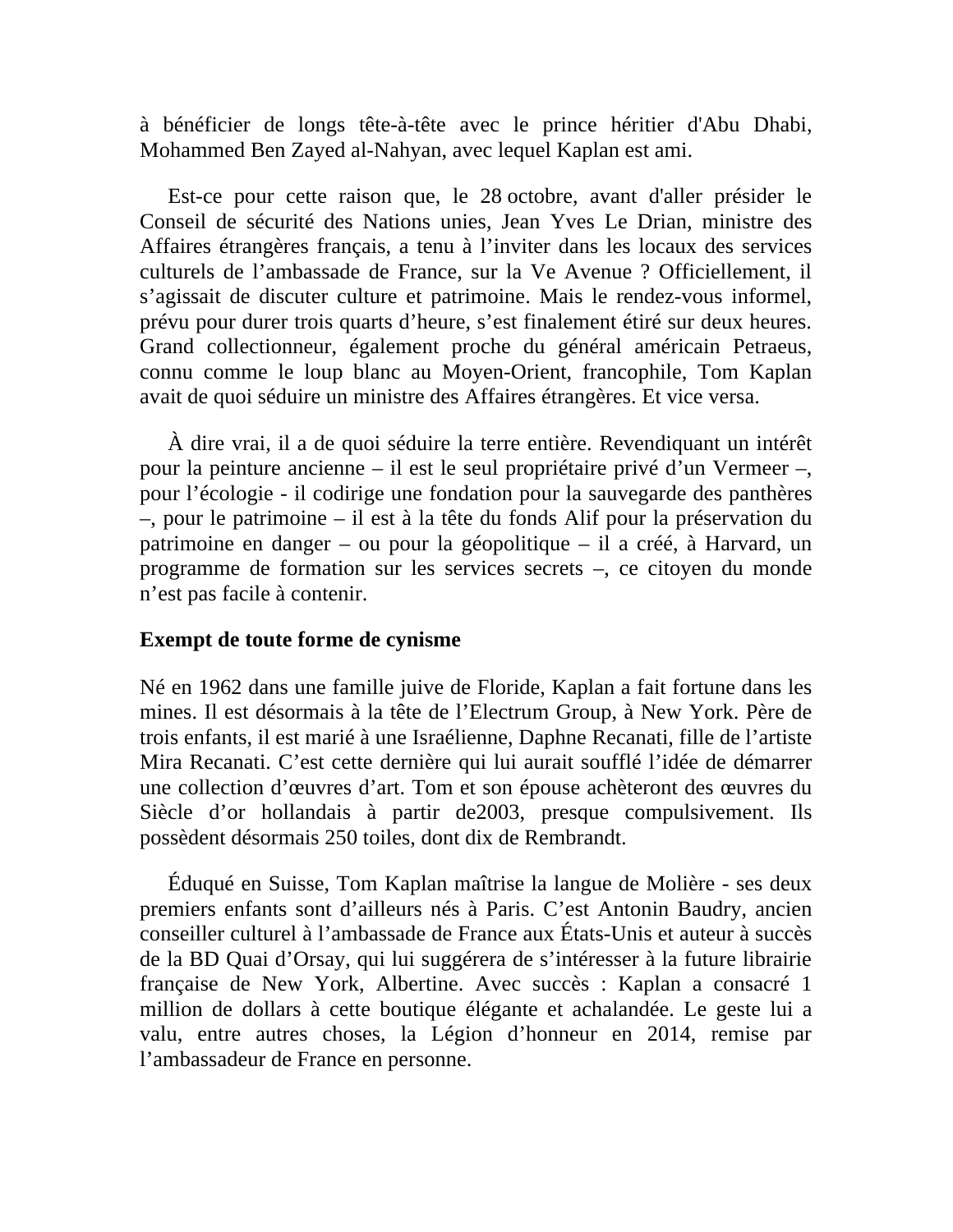à bénéficier de longs tête-à-tête avec le prince héritier d'Abu Dhabi, Mohammed Ben Zayed al-Nahyan, avec lequel Kaplan est ami.

Est-ce pour cette raison que, le 28 octobre, avant d'aller présider le Conseil de sécurité des Nations unies, Jean Yves Le Drian, ministre des Affaires étrangères français, a tenu à l'inviter dans les locaux des services culturels de l'ambassade de France, sur la Ve Avenue ? Officiellement, il s'agissait de discuter culture et patrimoine. Mais le rendez-vous informel, prévu pour durer trois quarts d'heure, s'est finalement étiré sur deux heures. Grand collectionneur, également proche du général américain Petraeus, connu comme le loup blanc au Moyen-Orient, francophile, Tom Kaplan avait de quoi séduire un ministre des Affaires étrangères. Et vice versa.

À dire vrai, il a de quoi séduire la terre entière. Revendiquant un intérêt pour la peinture ancienne – il est le seul propriétaire privé d'un Vermeer –, pour l'écologie - il codirige une fondation pour la sauvegarde des panthères –, pour le patrimoine – il est à la tête du fonds Alif pour la préservation du patrimoine en danger – ou pour la géopolitique – il a créé, à Harvard, un programme de formation sur les services secrets –, ce citoyen du monde n'est pas facile à contenir.

**Exempt de toute forme de cynisme**

Né en 1962 dans une famille juive de Floride, Kaplan a fait fortune dans les mines. Il est désormais à la tête de l'Electrum Group, à New York. Père de trois enfants, il est marié à une Israélienne, Daphne Recanati, fille de l'artiste Mira Recanati. C'est cette dernière qui lui aurait soufflé l'idée de démarrer une collection d'œuvres d'art. Tom et son épouse achèteront des œuvres du Siècle d'or hollandais à partir de2003, presque compulsivement. Ils possèdent désormais 250 toiles, dont dix de Rembrandt.

Éduqué en Suisse, Tom Kaplan maîtrise la langue de Molière - ses deux premiers enfants sont d'ailleurs nés à Paris. C'est Antonin Baudry, ancien conseiller culturel à l'ambassade de France aux États-Unis et auteur à succès de la BD Quai d'Orsay, qui lui suggérera de s'intéresser à la future librairie française de New York, Albertine. Avec succès : Kaplan a consacré 1 million de dollars à cette boutique élégante et achalandée. Le geste lui a valu, entre autres choses, la Légion d'honneur en 2014, remise par l'ambassadeur de France en personne.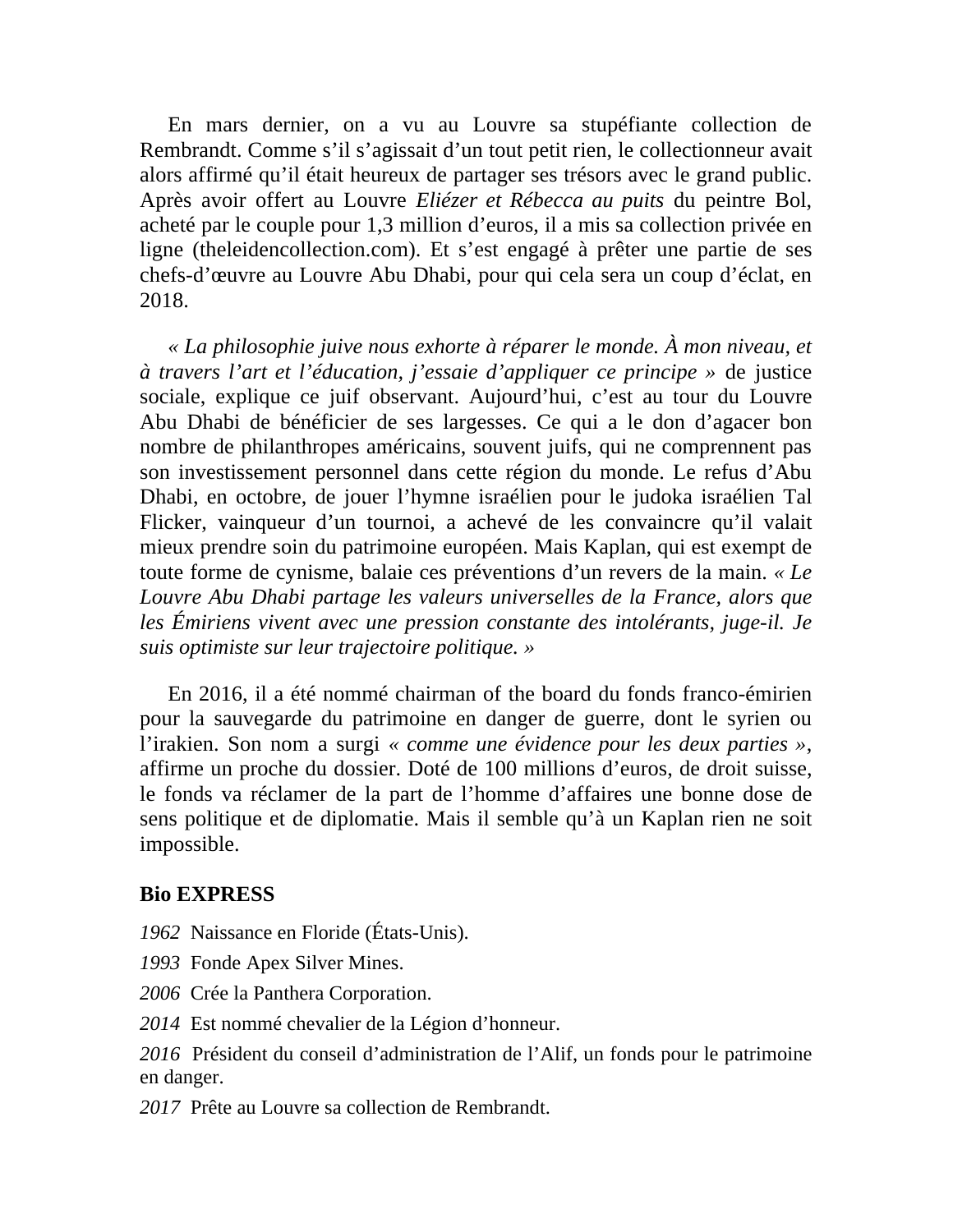En mars dernier, on a vu au Louvre sa stupéfiante collection de Rembrandt. Comme s'il s'agissait d'un tout petit rien, le collectionneur avait alors affirmé qu'il était heureux de partager ses trésors avec le grand public. Après avoir offert au Louvre *Eliézer et Rébecca au puits* du peintre Bol, acheté par le couple pour 1,3 million d'euros, il a mis sa collection privée en ligne (theleidencollection.com). Et s'est engagé à prêter une partie de ses chefs-d'œuvre au Louvre Abu Dhabi, pour qui cela sera un coup d'éclat, en 2018.

*« La philosophie juive nous exhorte à réparer le monde. À mon niveau, et à travers l'art et l'éducation, j'essaie d'appliquer ce principe »* de justice sociale, explique ce juif observant. Aujourd'hui, c'est au tour du Louvre Abu Dhabi de bénéficier de ses largesses. Ce qui a le don d'agacer bon nombre de philanthropes américains, souvent juifs, qui ne comprennent pas son investissement personnel dans cette région du monde. Le refus d'Abu Dhabi, en octobre, de jouer l'hymne israélien pour le judoka israélien Tal Flicker, vainqueur d'un tournoi, a achevé de les convaincre qu'il valait mieux prendre soin du patrimoine européen. Mais Kaplan, qui est exempt de toute forme de cynisme, balaie ces préventions d'un revers de la main. *« Le Louvre Abu Dhabi partage les valeurs universelles de la France, alors que les Émiriens vivent avec une pression constante des intolérants, juge-il. Je suis optimiste sur leur trajectoire politique. »*

En 2016, il a été nommé chairman of the board du fonds franco-émirien pour la sauvegarde du patrimoine en danger de guerre, dont le syrien ou l'irakien. Son nom a surgi *« comme une évidence pour les deux parties »*, affirme un proche du dossier. Doté de 100 millions d'euros, de droit suisse, le fonds va réclamer de la part de l'homme d'affaires une bonne dose de sens politique et de diplomatie. Mais il semble qu'à un Kaplan rien ne soit impossible.

**Bio EXPRESS**

*1962* Naissance en Floride (États-Unis).

*1993* Fonde Apex Silver Mines.

*2006* Crée la Panthera Corporation.

*2014* Est nommé chevalier de la Légion d'honneur.

*2016* Président du conseil d'administration de l'Alif, un fonds pour le patrimoine en danger.

*2017* Prête au Louvre sa collection de Rembrandt.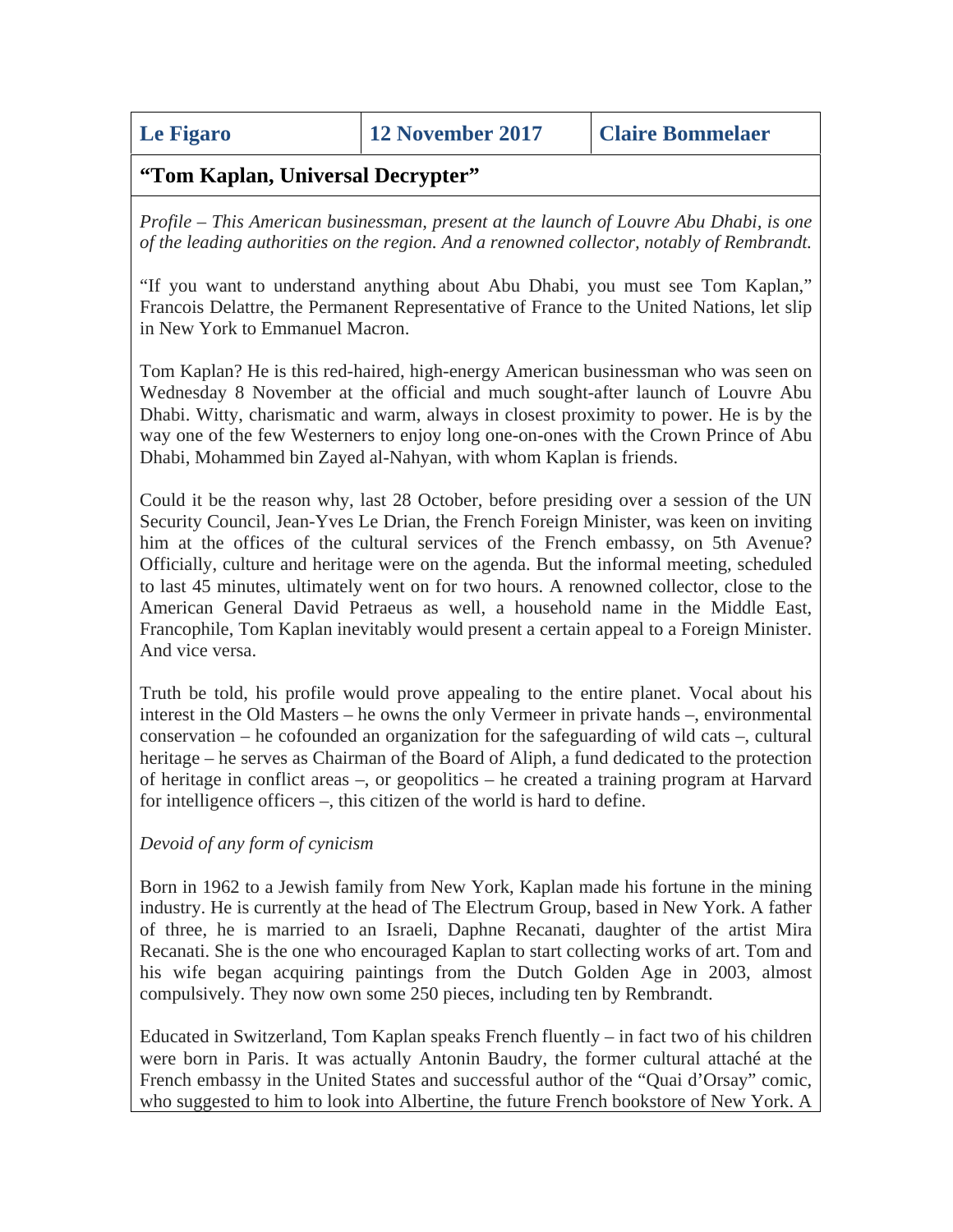| Le Figaro | 12 November 2017 | Claire Bommelaer |
|---|---|---|

**“Tom Kaplan, Universal Decrypter”**

*Profile – This American businessman, present at the launch of Louvre Abu Dhabi, is one of the leading authorities on the region. And a renowned collector, notably of Rembrandt.*

“If you want to understand anything about Abu Dhabi, you must see Tom Kaplan,” Francois Delattre, the Permanent Representative of France to the United Nations, let slip in New York to Emmanuel Macron.

Tom Kaplan? He is this red-haired, high-energy American businessman who was seen on Wednesday 8 November at the official and much sought-after launch of Louvre Abu Dhabi. Witty, charismatic and warm, always in closest proximity to power. He is by the way one of the few Westerners to enjoy long one-on-ones with the Crown Prince of Abu Dhabi, Mohammed bin Zayed al-Nahyan, with whom Kaplan is friends.

Could it be the reason why, last 28 October, before presiding over a session of the UN Security Council, Jean-Yves Le Drian, the French Foreign Minister, was keen on inviting him at the offices of the cultural services of the French embassy, on 5th Avenue? Officially, culture and heritage were on the agenda. But the informal meeting, scheduled to last 45 minutes, ultimately went on for two hours. A renowned collector, close to the American General David Petraeus as well, a household name in the Middle East, Francophile, Tom Kaplan inevitably would present a certain appeal to a Foreign Minister. And vice versa.

Truth be told, his profile would prove appealing to the entire planet. Vocal about his interest in the Old Masters – he owns the only Vermeer in private hands –, environmental conservation – he cofounded an organization for the safeguarding of wild cats –, cultural heritage – he serves as Chairman of the Board of Aliph, a fund dedicated to the protection of heritage in conflict areas –, or geopolitics – he created a training program at Harvard for intelligence officers –, this citizen of the world is hard to define.

*Devoid of any form of cynicism*

Born in 1962 to a Jewish family from New York, Kaplan made his fortune in the mining industry. He is currently at the head of The Electrum Group, based in New York. A father of three, he is married to an Israeli, Daphne Recanati, daughter of the artist Mira Recanati. She is the one who encouraged Kaplan to start collecting works of art. Tom and his wife began acquiring paintings from the Dutch Golden Age in 2003, almost compulsively. They now own some 250 pieces, including ten by Rembrandt.

Educated in Switzerland, Tom Kaplan speaks French fluently – in fact two of his children were born in Paris. It was actually Antonin Baudry, the former cultural attaché at the French embassy in the United States and successful author of the “Quai d’Orsay” comic, who suggested to him to look into Albertine, the future French bookstore of New York. A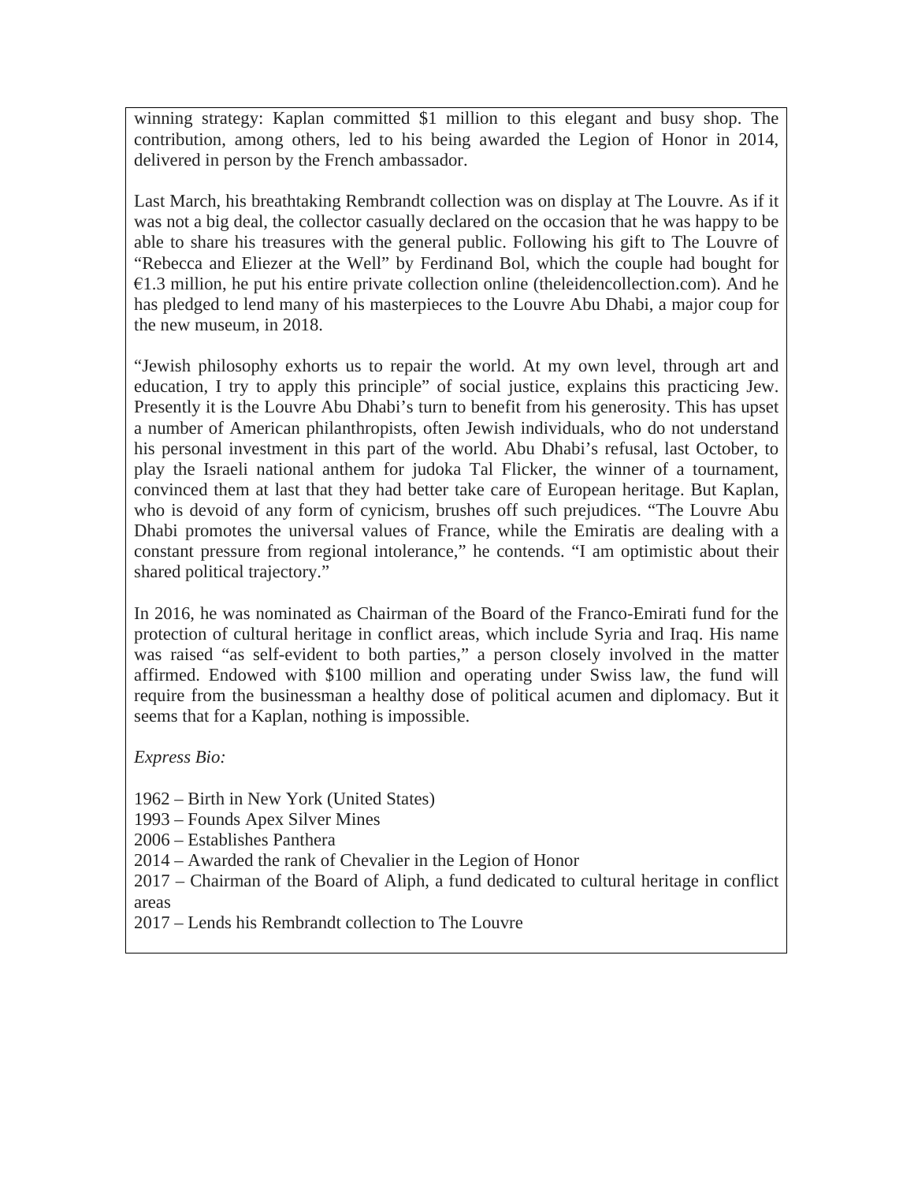winning strategy: Kaplan committed $1 million to this elegant and busy shop. The contribution, among others, led to his being awarded the Legion of Honor in 2014, delivered in person by the French ambassador.

Last March, his breathtaking Rembrandt collection was on display at The Louvre. As if it was not a big deal, the collector casually declared on the occasion that he was happy to be able to share his treasures with the general public. Following his gift to The Louvre of "Rebecca and Eliezer at the Well" by Ferdinand Bol, which the couple had bought for €1.3 million, he put his entire private collection online (theleidencollection.com). And he has pledged to lend many of his masterpieces to the Louvre Abu Dhabi, a major coup for the new museum, in 2018.

"Jewish philosophy exhorts us to repair the world. At my own level, through art and education, I try to apply this principle" of social justice, explains this practicing Jew. Presently it is the Louvre Abu Dhabi's turn to benefit from his generosity. This has upset a number of American philanthropists, often Jewish individuals, who do not understand his personal investment in this part of the world. Abu Dhabi's refusal, last October, to play the Israeli national anthem for judoka Tal Flicker, the winner of a tournament, convinced them at last that they had better take care of European heritage. But Kaplan, who is devoid of any form of cynicism, brushes off such prejudices. "The Louvre Abu Dhabi promotes the universal values of France, while the Emiratis are dealing with a constant pressure from regional intolerance," he contends. "I am optimistic about their shared political trajectory."

In 2016, he was nominated as Chairman of the Board of the Franco-Emirati fund for the protection of cultural heritage in conflict areas, which include Syria and Iraq. His name was raised "as self-evident to both parties," a person closely involved in the matter affirmed. Endowed with $100 million and operating under Swiss law, the fund will require from the businessman a healthy dose of political acumen and diplomacy. But it seems that for a Kaplan, nothing is impossible.

*Express Bio:*

1962 – Birth in New York (United States)
1993 – Founds Apex Silver Mines
2006 – Establishes Panthera
2014 – Awarded the rank of Chevalier in the Legion of Honor
2017 – Chairman of the Board of Aliph, a fund dedicated to cultural heritage in conflict areas
2017 – Lends his Rembrandt collection to The Louvre